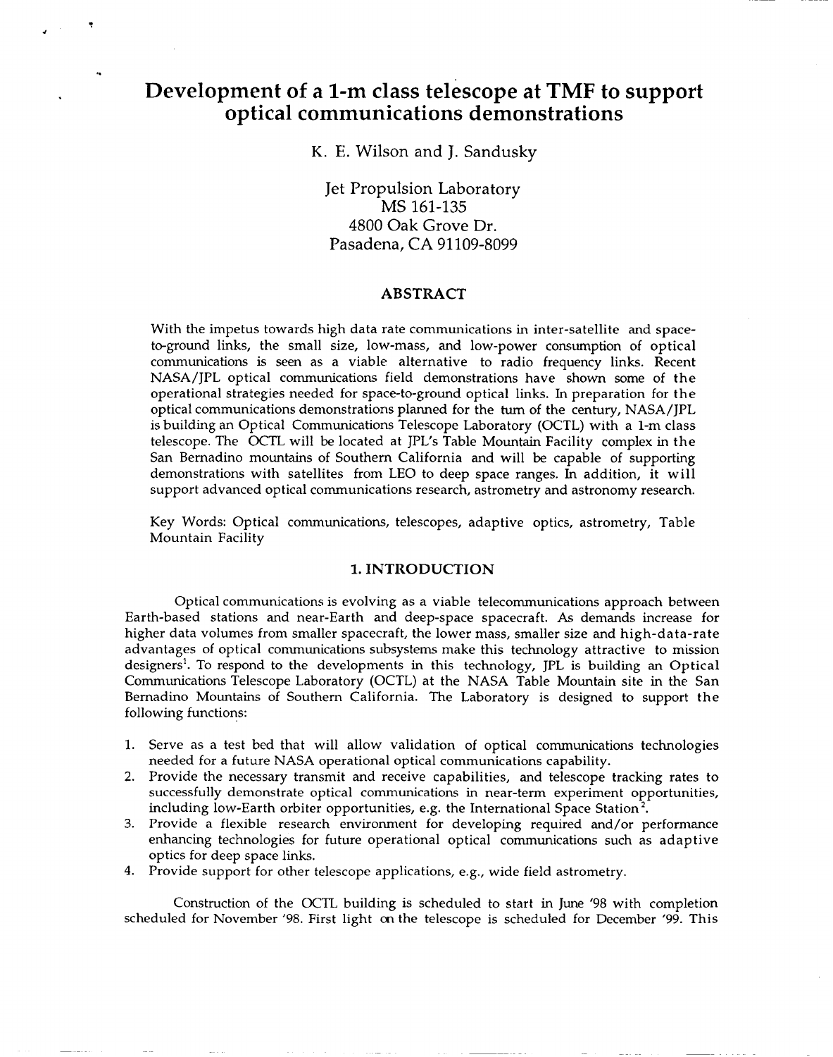# Development of a 1-m class telescope at TMF to support optical communications demonstrations

K. E. Wilson and J. Sandusky

Jet Propulsion Laboratory
MS 161-135
4800 Oak Grove Dr.
Pasadena, CA 91109-8099

## ABSTRACT

With the impetus towards high data rate communications in inter-satellite and space-to-ground links, the small size, low-mass, and low-power consumption of optical communications is seen as a viable alternative to radio frequency links. Recent NASA/JPL optical communications field demonstrations have shown some of the operational strategies needed for space-to-ground optical links. In preparation for the optical communications demonstrations planned for the turn of the century, NASA/JPL is building an Optical Communications Telescope Laboratory (OCTL) with a 1-m class telescope. The OCTL will be located at JPL's Table Mountain Facility complex in the San Bernadino mountains of Southern California and will be capable of supporting demonstrations with satellites from LEO to deep space ranges. In addition, it will support advanced optical communications research, astrometry and astronomy research.

Key Words: Optical communications, telescopes, adaptive optics, astrometry, Table Mountain Facility

## 1. INTRODUCTION

Optical communications is evolving as a viable telecommunications approach between Earth-based stations and near-Earth and deep-space spacecraft. As demands increase for higher data volumes from smaller spacecraft, the lower mass, smaller size and high-data-rate advantages of optical communications subsystems make this technology attractive to mission designers[1]. To respond to the developments in this technology, JPL is building an Optical Communications Telescope Laboratory (OCTL) at the NASA Table Mountain site in the San Bernadino Mountains of Southern California. The Laboratory is designed to support the following functions:

1. Serve as a test bed that will allow validation of optical communications technologies needed for a future NASA operational optical communications capability.
2. Provide the necessary transmit and receive capabilities, and telescope tracking rates to successfully demonstrate optical communications in near-term experiment opportunities, including low-Earth orbiter opportunities, e.g. the International Space Station[2].
3. Provide a flexible research environment for developing required and/or performance enhancing technologies for future operational optical communications such as adaptive optics for deep space links.
4. Provide support for other telescope applications, e.g., wide field astrometry.

Construction of the OCTL building is scheduled to start in June '98 with completion scheduled for November '98. First light on the telescope is scheduled for December '99. This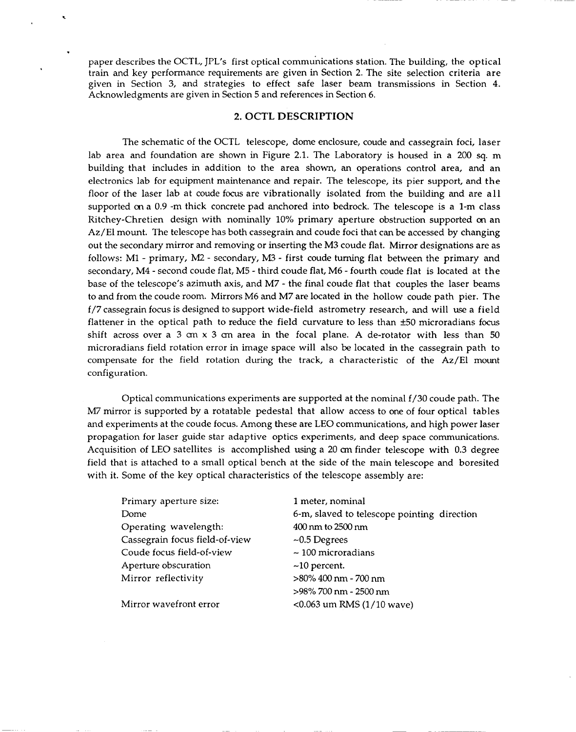paper describes the OCTL, JPL's first optical communications station. The building, the optical train and key performance requirements are given in Section 2. The site selection criteria are given in Section 3, and strategies to effect safe laser beam transmissions in Section 4. Acknowledgments are given in Section 5 and references in Section 6.

## 2. OCTL DESCRIPTION

The schematic of the OCTL telescope, dome enclosure, coude and cassegrain foci, laser lab area and foundation are shown in Figure 2.1. The Laboratory is housed in a 200 sq. m building that includes in addition to the area shown, an operations control area, and an electronics lab for equipment maintenance and repair. The telescope, its pier support, and the floor of the laser lab at coude focus are vibrationally isolated from the building and are all supported on a 0.9 -m thick concrete pad anchored into bedrock. The telescope is a 1-m class Ritchey-Chretien design with nominally 10% primary aperture obstruction supported on an Az/El mount. The telescope has both cassegrain and coude foci that can be accessed by changing out the secondary mirror and removing or inserting the M3 coude flat. Mirror designations are as follows: M1 - primary, M2 - secondary, M3 - first coude turning flat between the primary and secondary, M4 - second coude flat, M5 - third coude flat, M6 - fourth coude flat is located at the base of the telescope's azimuth axis, and M7 - the final coude flat that couples the laser beams to and from the coude room. Mirrors M6 and M7 are located in the hollow coude path pier. The f/7 cassegrain focus is designed to support wide-field astrometry research, and will use a field flattener in the optical path to reduce the field curvature to less than ±50 microradians focus shift across over a 3 cm x 3 cm area in the focal plane. A de-rotator with less than 50 microradians field rotation error in image space will also be located in the cassegrain path to compensate for the field rotation during the track, a characteristic of the Az/El mount configuration.

Optical communications experiments are supported at the nominal f/30 coude path. The M7 mirror is supported by a rotatable pedestal that allow access to one of four optical tables and experiments at the coude focus. Among these are LEO communications, and high power laser propagation for laser guide star adaptive optics experiments, and deep space communications. Acquisition of LEO satellites is accomplished using a 20 cm finder telescope with 0.3 degree field that is attached to a small optical bench at the side of the main telescope and boresited with it. Some of the key optical characteristics of the telescope assembly are:

| | |
|---|---|
| Primary aperture size: | 1 meter, nominal |
| Dome | 6-m, slaved to telescope pointing direction |
| Operating wavelength: | 400 nm to 2500 nm |
| Cassegrain focus field-of-view | ~0.5 Degrees |
| Coude focus field-of-view | ~ 100 microradians |
| Aperture obscuration | ~10 percent. |
| Mirror reflectivity | >80% 400 nm - 700 nm |
| | >98% 700 nm - 2500 nm |
| Mirror wavefront error | <0.063 um RMS (1/10 wave) |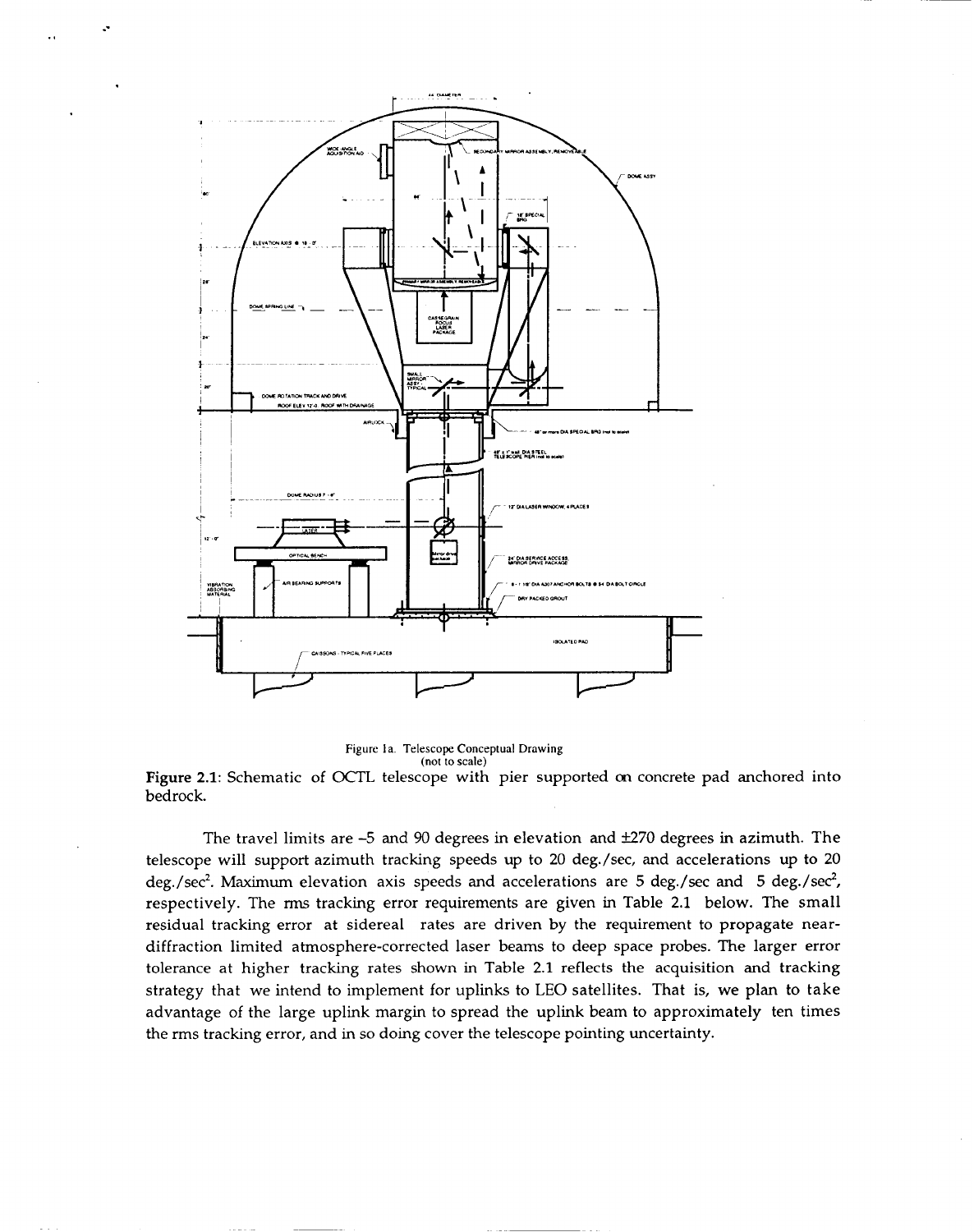Figure 1a. Telescope Conceptual Drawing
(not to scale)

**Figure 2.1**: Schematic of OCTL telescope with pier supported on concrete pad anchored into bedrock.

The travel limits are –5 and 90 degrees in elevation and ±270 degrees in azimuth. The telescope will support azimuth tracking speeds up to 20 deg./sec, and accelerations up to 20 deg./sec$^2$. Maximum elevation axis speeds and accelerations are 5 deg./sec and 5 deg./sec$^2$, respectively. The rms tracking error requirements are given in Table 2.1 below. The small residual tracking error at sidereal rates are driven by the requirement to propagate near-diffraction limited atmosphere-corrected laser beams to deep space probes. The larger error tolerance at higher tracking rates shown in Table 2.1 reflects the acquisition and tracking strategy that we intend to implement for uplinks to LEO satellites. That is, we plan to take advantage of the large uplink margin to spread the uplink beam to approximately ten times the rms tracking error, and in so doing cover the telescope pointing uncertainty.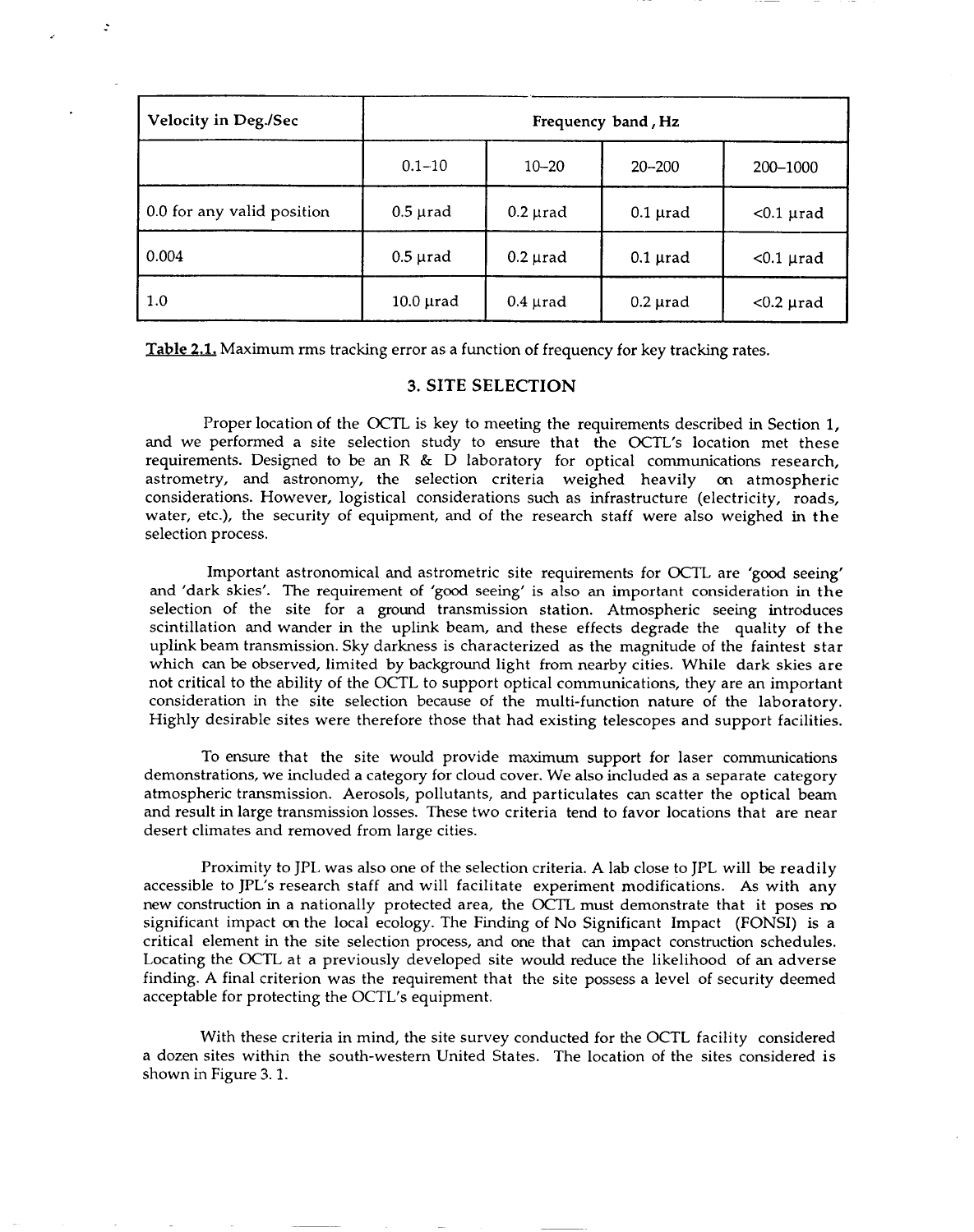| Velocity in Deg./Sec | Frequency band, Hz | | | |
|---|---|---|---|---|
| | 0.1–10 | 10–20 | 20–200 | 200–1000 |
| 0.0 for any valid position | 0.5 μrad | 0.2 μrad | 0.1 μrad | <0.1 μrad |
| 0.004 | 0.5 μrad | 0.2 μrad | 0.1 μrad | <0.1 μrad |
| 1.0 | 10.0 μrad | 0.4 μrad | 0.2 μrad | <0.2 μrad |

Table 2.1. Maximum rms tracking error as a function of frequency for key tracking rates.

## 3. SITE SELECTION

Proper location of the OCTL is key to meeting the requirements described in Section 1, and we performed a site selection study to ensure that the OCTL's location met these requirements. Designed to be an R & D laboratory for optical communications research, astrometry, and astronomy, the selection criteria weighed heavily on atmospheric considerations. However, logistical considerations such as infrastructure (electricity, roads, water, etc.), the security of equipment, and of the research staff were also weighed in the selection process.

Important astronomical and astrometric site requirements for OCTL are 'good seeing' and 'dark skies'. The requirement of 'good seeing' is also an important consideration in the selection of the site for a ground transmission station. Atmospheric seeing introduces scintillation and wander in the uplink beam, and these effects degrade the quality of the uplink beam transmission. Sky darkness is characterized as the magnitude of the faintest star which can be observed, limited by background light from nearby cities. While dark skies are not critical to the ability of the OCTL to support optical communications, they are an important consideration in the site selection because of the multi-function nature of the laboratory. Highly desirable sites were therefore those that had existing telescopes and support facilities.

To ensure that the site would provide maximum support for laser communications demonstrations, we included a category for cloud cover. We also included as a separate category atmospheric transmission. Aerosols, pollutants, and particulates can scatter the optical beam and result in large transmission losses. These two criteria tend to favor locations that are near desert climates and removed from large cities.

Proximity to JPL was also one of the selection criteria. A lab close to JPL will be readily accessible to JPL's research staff and will facilitate experiment modifications. As with any new construction in a nationally protected area, the OCTL must demonstrate that it poses no significant impact on the local ecology. The Finding of No Significant Impact (FONSI) is a critical element in the site selection process, and one that can impact construction schedules. Locating the OCTL at a previously developed site would reduce the likelihood of an adverse finding. A final criterion was the requirement that the site possess a level of security deemed acceptable for protecting the OCTL's equipment.

With these criteria in mind, the site survey conducted for the OCTL facility considered a dozen sites within the south-western United States. The location of the sites considered is shown in Figure 3. 1.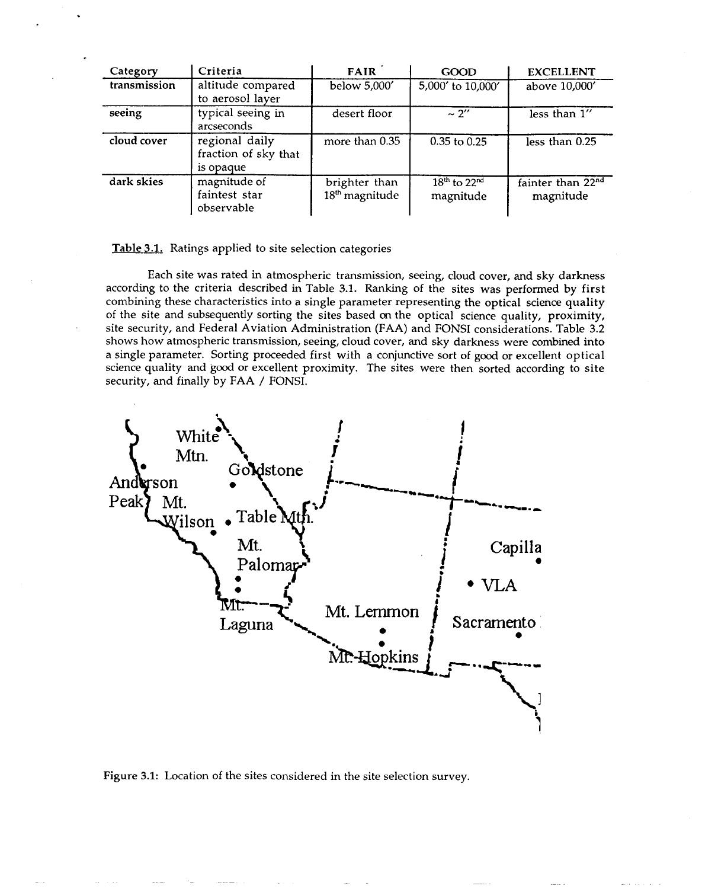| Category | Criteria | FAIR | GOOD | EXCELLENT |
|---|---|---|---|---|
| transmission | altitude compared to aerosol layer | below 5,000′ | 5,000′ to 10,000′ | above 10,000′ |
| seeing | typical seeing in arcseconds | desert floor | ~ 2″ | less than 1″ |
| cloud cover | regional daily fraction of sky that is opaque | more than 0.35 | 0.35 to 0.25 | less than 0.25 |
| dark skies | magnitude of faintest star observable | brighter than 18th magnitude | 18th to 22nd magnitude | fainter than 22nd magnitude |

**Table 3.1.** Ratings applied to site selection categories

Each site was rated in atmospheric transmission, seeing, cloud cover, and sky darkness according to the criteria described in Table 3.1. Ranking of the sites was performed by first combining these characteristics into a single parameter representing the optical science quality of the site and subsequently sorting the sites based on the optical science quality, proximity, site security, and Federal Aviation Administration (FAA) and FONSI considerations. Table 3.2 shows how atmospheric transmission, seeing, cloud cover, and sky darkness were combined into a single parameter. Sorting proceeded first with a conjunctive sort of good or excellent optical science quality and good or excellent proximity. The sites were then sorted according to site security, and finally by FAA / FONSI.

White Mtn.

Anderson Peak

Goldstone

Mt. Wilson

Table Mtn.

Mt. Palomar

Mt. Laguna

Mt. Lemmon

Mt. Hopkins

Capilla

VLA

Sacramento

Figure 3.1: Location of the sites considered in the site selection survey.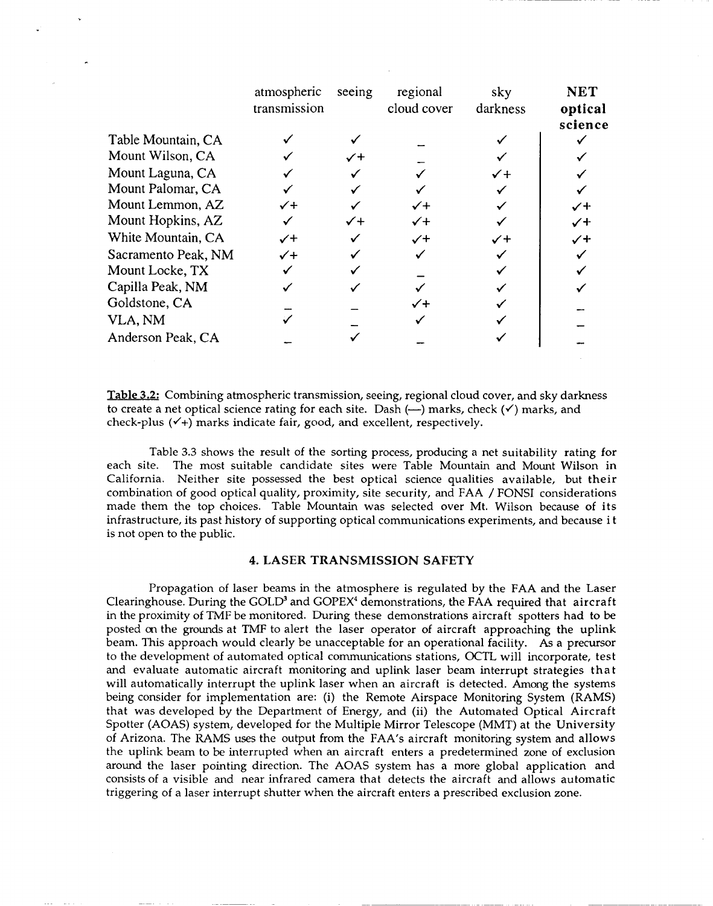| | atmospheric transmission | seeing | regional cloud cover | sky darkness | **NET optical science** |
|---|---|---|---|---|---|
| Table Mountain, CA | ✓ | ✓ | – | ✓ | ✓ |
| Mount Wilson, CA | ✓ | ✓+ | – | ✓ | ✓ |
| Mount Laguna, CA | ✓ | ✓ | ✓ | ✓+ | ✓ |
| Mount Palomar, CA | ✓ | ✓ | ✓ | ✓ | ✓ |
| Mount Lemmon, AZ | ✓+ | ✓ | ✓+ | ✓ | ✓+ |
| Mount Hopkins, AZ | ✓ | ✓+ | ✓+ | ✓ | ✓+ |
| White Mountain, CA | ✓+ | ✓ | ✓+ | ✓+ | ✓+ |
| Sacramento Peak, NM | ✓+ | ✓ | ✓ | ✓ | ✓ |
| Mount Locke, TX | ✓ | ✓ | – | ✓ | ✓ |
| Capilla Peak, NM | ✓ | ✓ | ✓ | ✓ | ✓ |
| Goldstone, CA | – | – | ✓+ | ✓ | – |
| VLA, NM | ✓ | – | ✓ | ✓ | – |
| Anderson Peak, CA | – | ✓ | – | ✓ | – |

**Table 3.2:** Combining atmospheric transmission, seeing, regional cloud cover, and sky darkness to create a net optical science rating for each site. Dash (—) marks, check (✓) marks, and check-plus (✓+) marks indicate fair, good, and excellent, respectively.

Table 3.3 shows the result of the sorting process, producing a net suitability rating for each site. The most suitable candidate sites were Table Mountain and Mount Wilson in California. Neither site possessed the best optical science qualities available, but their combination of good optical quality, proximity, site security, and FAA / FONSI considerations made them the top choices. Table Mountain was selected over Mt. Wilson because of its infrastructure, its past history of supporting optical communications experiments, and because it is not open to the public.

## 4. LASER TRANSMISSION SAFETY

Propagation of laser beams in the atmosphere is regulated by the FAA and the Laser Clearinghouse. During the GOLD[3] and GOPEX[4] demonstrations, the FAA required that aircraft in the proximity of TMF be monitored. During these demonstrations aircraft spotters had to be posted on the grounds at TMF to alert the laser operator of aircraft approaching the uplink beam. This approach would clearly be unacceptable for an operational facility. As a precursor to the development of automated optical communications stations, OCTL will incorporate, test and evaluate automatic aircraft monitoring and uplink laser beam interrupt strategies that will automatically interrupt the uplink laser when an aircraft is detected. Among the systems being consider for implementation are: (i) the Remote Airspace Monitoring System (RAMS) that was developed by the Department of Energy, and (ii) the Automated Optical Aircraft Spotter (AOAS) system, developed for the Multiple Mirror Telescope (MMT) at the University of Arizona. The RAMS uses the output from the FAA's aircraft monitoring system and allows the uplink beam to be interrupted when an aircraft enters a predetermined zone of exclusion around the laser pointing direction. The AOAS system has a more global application and consists of a visible and near infrared camera that detects the aircraft and allows automatic triggering of a laser interrupt shutter when the aircraft enters a prescribed exclusion zone.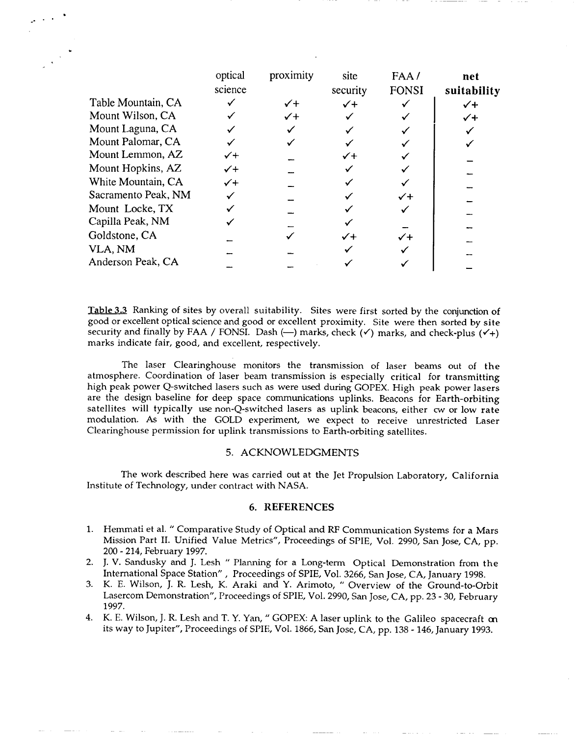| | optical science | proximity | site security | FAA / FONSI | **net suitability** |
|---|---|---|---|---|---|
| Table Mountain, CA | ✓ | ✓+ | ✓+ | ✓ | ✓+ |
| Mount Wilson, CA | ✓ | ✓+ | ✓ | ✓ | ✓+ |
| Mount Laguna, CA | ✓ | ✓ | ✓ | ✓ | ✓ |
| Mount Palomar, CA | ✓ | ✓ | ✓ | ✓ | ✓ |
| Mount Lemmon, AZ | ✓+ | — | ✓+ | ✓ | — |
| Mount Hopkins, AZ | ✓+ | — | ✓ | ✓ | — |
| White Mountain, CA | ✓+ | — | ✓ | ✓ | — |
| Sacramento Peak, NM | ✓ | — | ✓ | ✓+ | — |
| Mount Locke, TX | ✓ | — | ✓ | ✓ | — |
| Capilla Peak, NM | ✓ | — | ✓ | — | — |
| Goldstone, CA | — | ✓ | ✓+ | ✓+ | — |
| VLA, NM | — | — | ✓ | ✓ | — |
| Anderson Peak, CA | — | — | ✓ | ✓ | — |

Table 3.3 Ranking of sites by overall suitability. Sites were first sorted by the conjunction of good or excellent optical science and good or excellent proximity. Site were then sorted by site security and finally by FAA / FONSI. Dash (—) marks, check (✓) marks, and check-plus (✓+) marks indicate fair, good, and excellent, respectively.

The laser Clearinghouse monitors the transmission of laser beams out of the atmosphere. Coordination of laser beam transmission is especially critical for transmitting high peak power Q-switched lasers such as were used during GOPEX. High peak power lasers are the design baseline for deep space communications uplinks. Beacons for Earth-orbiting satellites will typically use non-Q-switched lasers as uplink beacons, either cw or low rate modulation. As with the GOLD experiment, we expect to receive unrestricted Laser Clearinghouse permission for uplink transmissions to Earth-orbiting satellites.

## 5. ACKNOWLEDGMENTS

The work described here was carried out at the Jet Propulsion Laboratory, California Institute of Technology, under contract with NASA.

## 6. REFERENCES

1. Hemmati et al. " Comparative Study of Optical and RF Communication Systems for a Mars Mission Part II. Unified Value Metrics", Proceedings of SPIE, Vol. 2990, San Jose, CA, pp. 200 - 214, February 1997.
2. J. V. Sandusky and J. Lesh " Planning for a Long-term Optical Demonstration from the International Space Station" , Proceedings of SPIE, Vol. 3266, San Jose, CA, January 1998.
3. K. E. Wilson, J. R. Lesh, K. Araki and Y. Arimoto, " Overview of the Ground-to-Orbit Lasercom Demonstration", Proceedings of SPIE, Vol. 2990, San Jose, CA, pp. 23 - 30, February 1997.
4. K. E. Wilson, J. R. Lesh and T. Y. Yan, " GOPEX: A laser uplink to the Galileo spacecraft on its way to Jupiter", Proceedings of SPIE, Vol. 1866, San Jose, CA, pp. 138 - 146, January 1993.